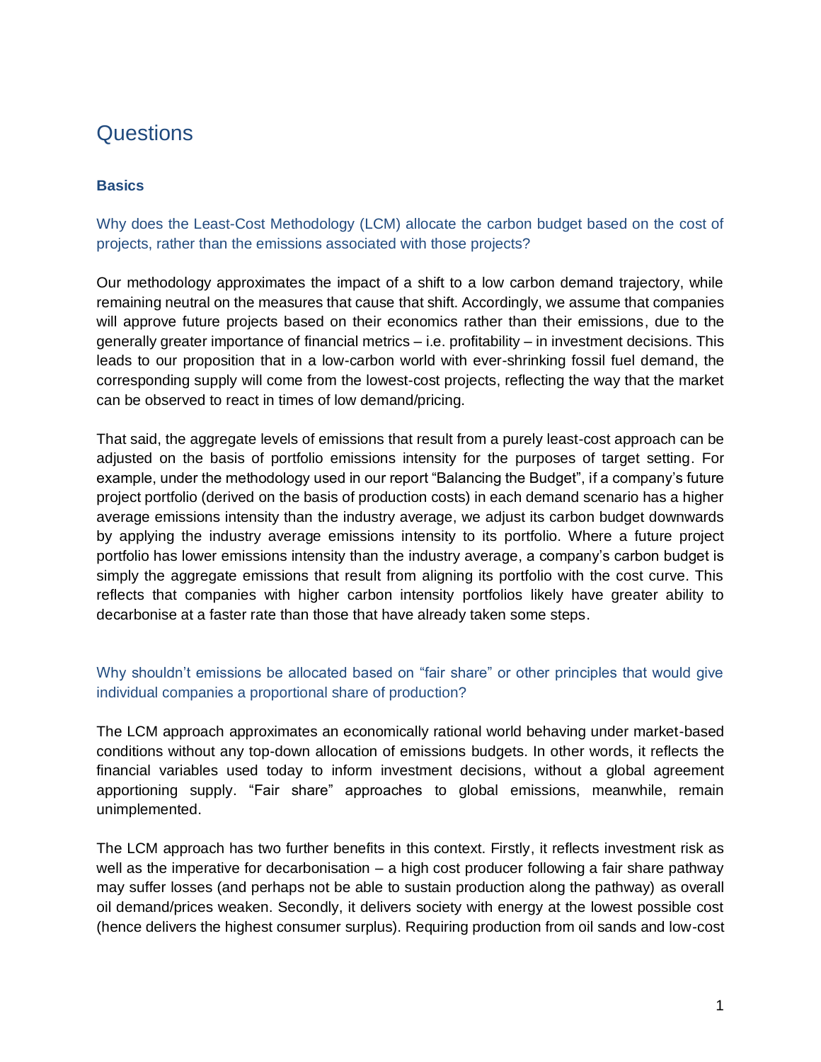# Questions

## Basics

### Why does the Least-Cost Methodology (LCM) allocate the carbon budget based on the cost of projects, rather than the emissions associated with those projects?

Our methodology approximates the impact of a shift to a low carbon demand trajectory, while remaining neutral on the measures that cause that shift. Accordingly, we assume that companies will approve future projects based on their economics rather than their emissions, due to the generally greater importance of financial metrics – i.e. profitability – in investment decisions. This leads to our proposition that in a low-carbon world with ever-shrinking fossil fuel demand, the corresponding supply will come from the lowest-cost projects, reflecting the way that the market can be observed to react in times of low demand/pricing.

That said, the aggregate levels of emissions that result from a purely least-cost approach can be adjusted on the basis of portfolio emissions intensity for the purposes of target setting. For example, under the methodology used in our report "Balancing the Budget", if a company's future project portfolio (derived on the basis of production costs) in each demand scenario has a higher average emissions intensity than the industry average, we adjust its carbon budget downwards by applying the industry average emissions intensity to its portfolio. Where a future project portfolio has lower emissions intensity than the industry average, a company's carbon budget is simply the aggregate emissions that result from aligning its portfolio with the cost curve. This reflects that companies with higher carbon intensity portfolios likely have greater ability to decarbonise at a faster rate than those that have already taken some steps.

### Why shouldn't emissions be allocated based on "fair share" or other principles that would give individual companies a proportional share of production?

The LCM approach approximates an economically rational world behaving under market-based conditions without any top-down allocation of emissions budgets. In other words, it reflects the financial variables used today to inform investment decisions, without a global agreement apportioning supply. "Fair share" approaches to global emissions, meanwhile, remain unimplemented.

The LCM approach has two further benefits in this context. Firstly, it reflects investment risk as well as the imperative for decarbonisation – a high cost producer following a fair share pathway may suffer losses (and perhaps not be able to sustain production along the pathway) as overall oil demand/prices weaken. Secondly, it delivers society with energy at the lowest possible cost (hence delivers the highest consumer surplus). Requiring production from oil sands and low-cost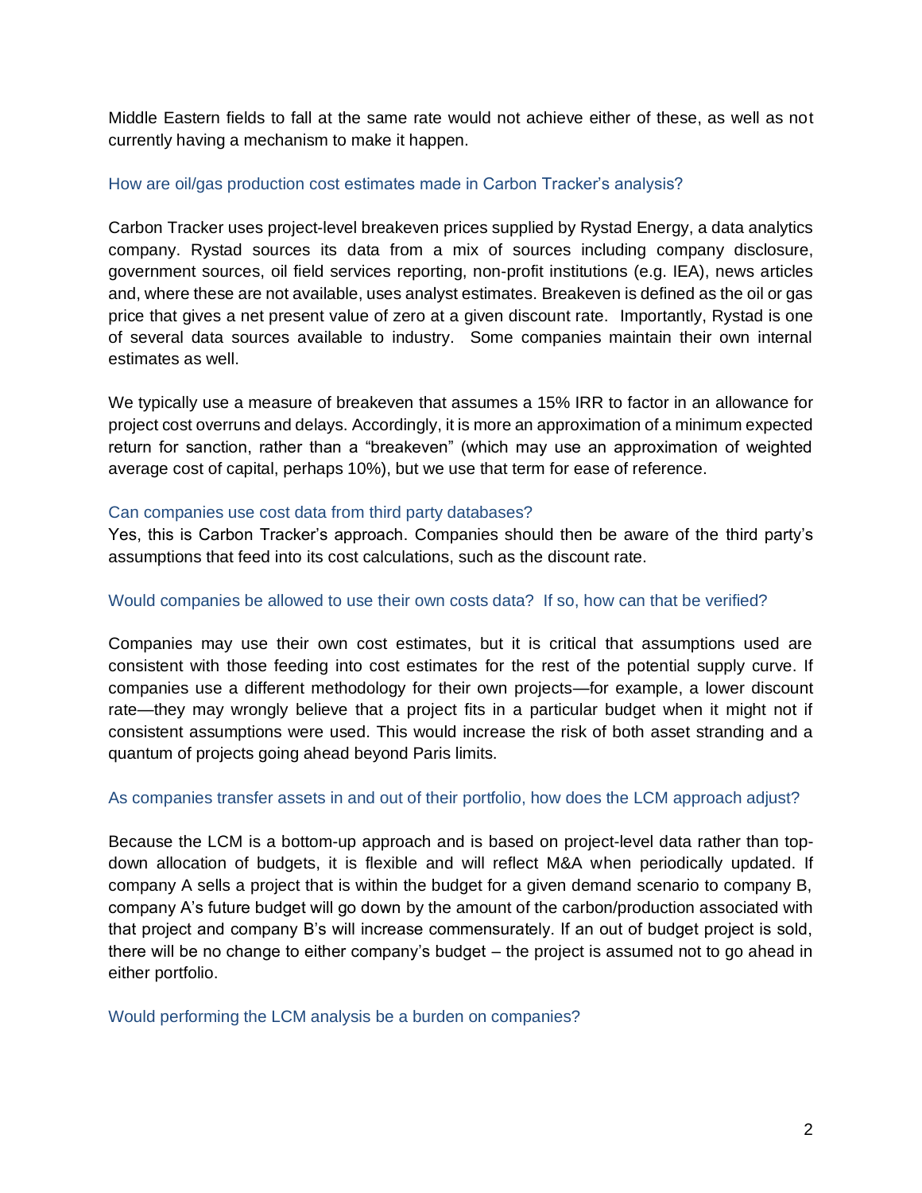Middle Eastern fields to fall at the same rate would not achieve either of these, as well as not currently having a mechanism to make it happen.

### How are oil/gas production cost estimates made in Carbon Tracker's analysis?

Carbon Tracker uses project-level breakeven prices supplied by Rystad Energy, a data analytics company. Rystad sources its data from a mix of sources including company disclosure, government sources, oil field services reporting, non-profit institutions (e.g. IEA), news articles and, where these are not available, uses analyst estimates. Breakeven is defined as the oil or gas price that gives a net present value of zero at a given discount rate. Importantly, Rystad is one of several data sources available to industry. Some companies maintain their own internal estimates as well.

We typically use a measure of breakeven that assumes a 15% IRR to factor in an allowance for project cost overruns and delays. Accordingly, it is more an approximation of a minimum expected return for sanction, rather than a "breakeven" (which may use an approximation of weighted average cost of capital, perhaps 10%), but we use that term for ease of reference.

### Can companies use cost data from third party databases?

Yes, this is Carbon Tracker's approach. Companies should then be aware of the third party's assumptions that feed into its cost calculations, such as the discount rate.

### Would companies be allowed to use their own costs data? If so, how can that be verified?

Companies may use their own cost estimates, but it is critical that assumptions used are consistent with those feeding into cost estimates for the rest of the potential supply curve. If companies use a different methodology for their own projects—for example, a lower discount rate—they may wrongly believe that a project fits in a particular budget when it might not if consistent assumptions were used. This would increase the risk of both asset stranding and a quantum of projects going ahead beyond Paris limits.

### As companies transfer assets in and out of their portfolio, how does the LCM approach adjust?

Because the LCM is a bottom-up approach and is based on project-level data rather than top-down allocation of budgets, it is flexible and will reflect M&A when periodically updated. If company A sells a project that is within the budget for a given demand scenario to company B, company A's future budget will go down by the amount of the carbon/production associated with that project and company B's will increase commensurately. If an out of budget project is sold, there will be no change to either company's budget – the project is assumed not to go ahead in either portfolio.

### Would performing the LCM analysis be a burden on companies?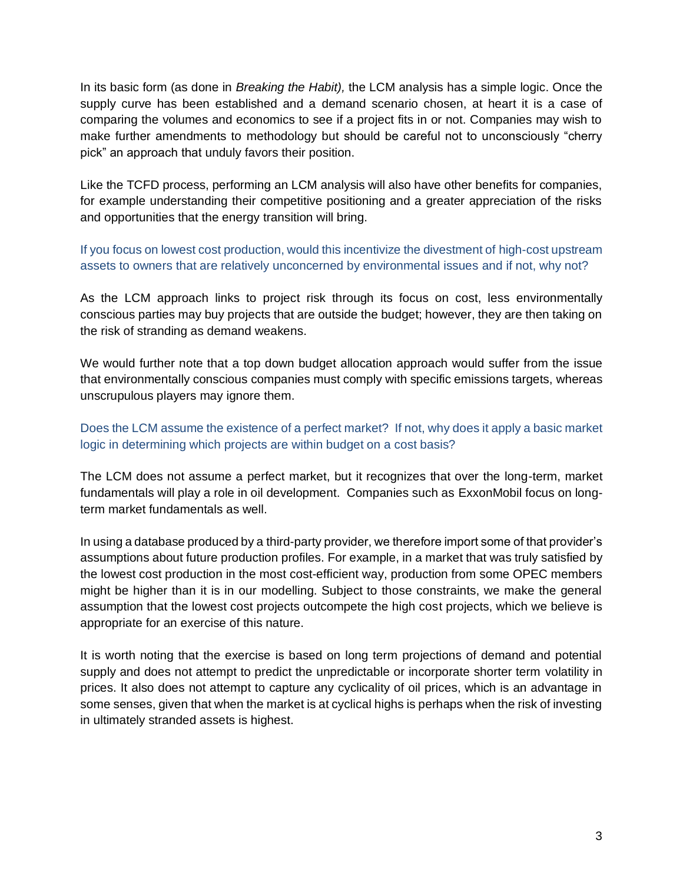In its basic form (as done in *Breaking the Habit),* the LCM analysis has a simple logic. Once the supply curve has been established and a demand scenario chosen, at heart it is a case of comparing the volumes and economics to see if a project fits in or not. Companies may wish to make further amendments to methodology but should be careful not to unconsciously "cherry pick" an approach that unduly favors their position.

Like the TCFD process, performing an LCM analysis will also have other benefits for companies, for example understanding their competitive positioning and a greater appreciation of the risks and opportunities that the energy transition will bring.

If you focus on lowest cost production, would this incentivize the divestment of high-cost upstream assets to owners that are relatively unconcerned by environmental issues and if not, why not?

As the LCM approach links to project risk through its focus on cost, less environmentally conscious parties may buy projects that are outside the budget; however, they are then taking on the risk of stranding as demand weakens.

We would further note that a top down budget allocation approach would suffer from the issue that environmentally conscious companies must comply with specific emissions targets, whereas unscrupulous players may ignore them.

Does the LCM assume the existence of a perfect market? If not, why does it apply a basic market logic in determining which projects are within budget on a cost basis?

The LCM does not assume a perfect market, but it recognizes that over the long-term, market fundamentals will play a role in oil development. Companies such as ExxonMobil focus on long-term market fundamentals as well.

In using a database produced by a third-party provider, we therefore import some of that provider's assumptions about future production profiles. For example, in a market that was truly satisfied by the lowest cost production in the most cost-efficient way, production from some OPEC members might be higher than it is in our modelling. Subject to those constraints, we make the general assumption that the lowest cost projects outcompete the high cost projects, which we believe is appropriate for an exercise of this nature.

It is worth noting that the exercise is based on long term projections of demand and potential supply and does not attempt to predict the unpredictable or incorporate shorter term volatility in prices. It also does not attempt to capture any cyclicality of oil prices, which is an advantage in some senses, given that when the market is at cyclical highs is perhaps when the risk of investing in ultimately stranded assets is highest.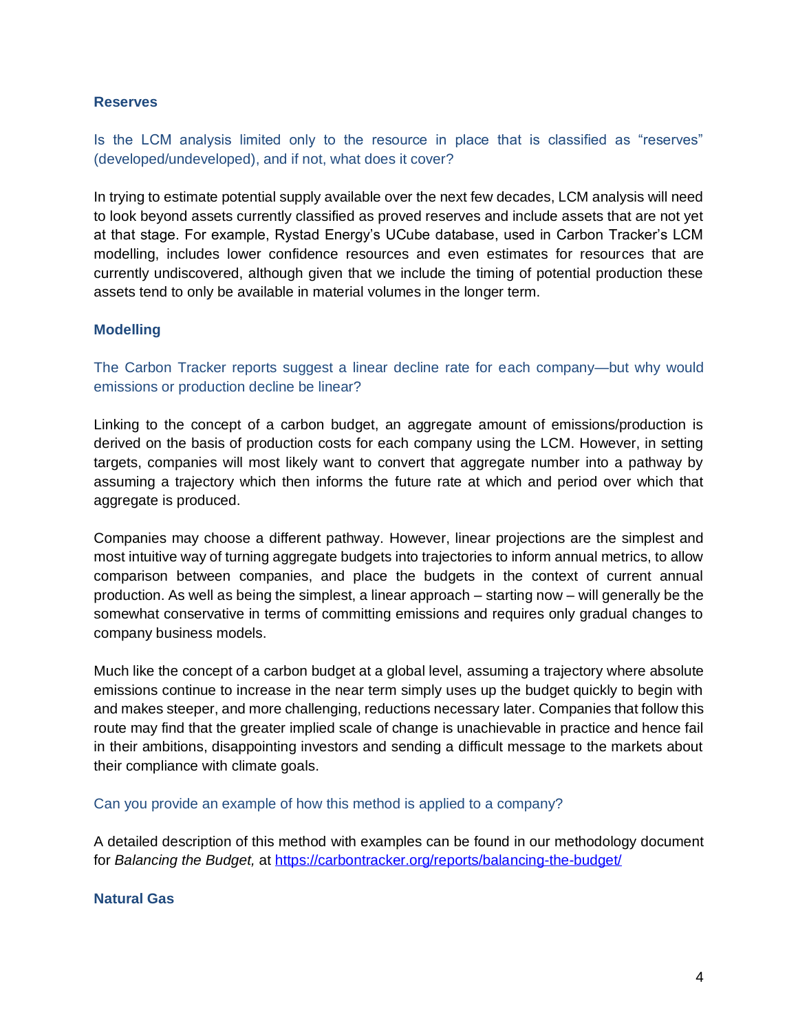## Reserves

### Is the LCM analysis limited only to the resource in place that is classified as "reserves" (developed/undeveloped), and if not, what does it cover?

In trying to estimate potential supply available over the next few decades, LCM analysis will need to look beyond assets currently classified as proved reserves and include assets that are not yet at that stage. For example, Rystad Energy's UCube database, used in Carbon Tracker's LCM modelling, includes lower confidence resources and even estimates for resources that are currently undiscovered, although given that we include the timing of potential production these assets tend to only be available in material volumes in the longer term.

## Modelling

### The Carbon Tracker reports suggest a linear decline rate for each company—but why would emissions or production decline be linear?

Linking to the concept of a carbon budget, an aggregate amount of emissions/production is derived on the basis of production costs for each company using the LCM. However, in setting targets, companies will most likely want to convert that aggregate number into a pathway by assuming a trajectory which then informs the future rate at which and period over which that aggregate is produced.

Companies may choose a different pathway. However, linear projections are the simplest and most intuitive way of turning aggregate budgets into trajectories to inform annual metrics, to allow comparison between companies, and place the budgets in the context of current annual production. As well as being the simplest, a linear approach – starting now – will generally be the somewhat conservative in terms of committing emissions and requires only gradual changes to company business models.

Much like the concept of a carbon budget at a global level, assuming a trajectory where absolute emissions continue to increase in the near term simply uses up the budget quickly to begin with and makes steeper, and more challenging, reductions necessary later. Companies that follow this route may find that the greater implied scale of change is unachievable in practice and hence fail in their ambitions, disappointing investors and sending a difficult message to the markets about their compliance with climate goals.

### Can you provide an example of how this method is applied to a company?

A detailed description of this method with examples can be found in our methodology document for *Balancing the Budget,* at https://carbontracker.org/reports/balancing-the-budget/

## Natural Gas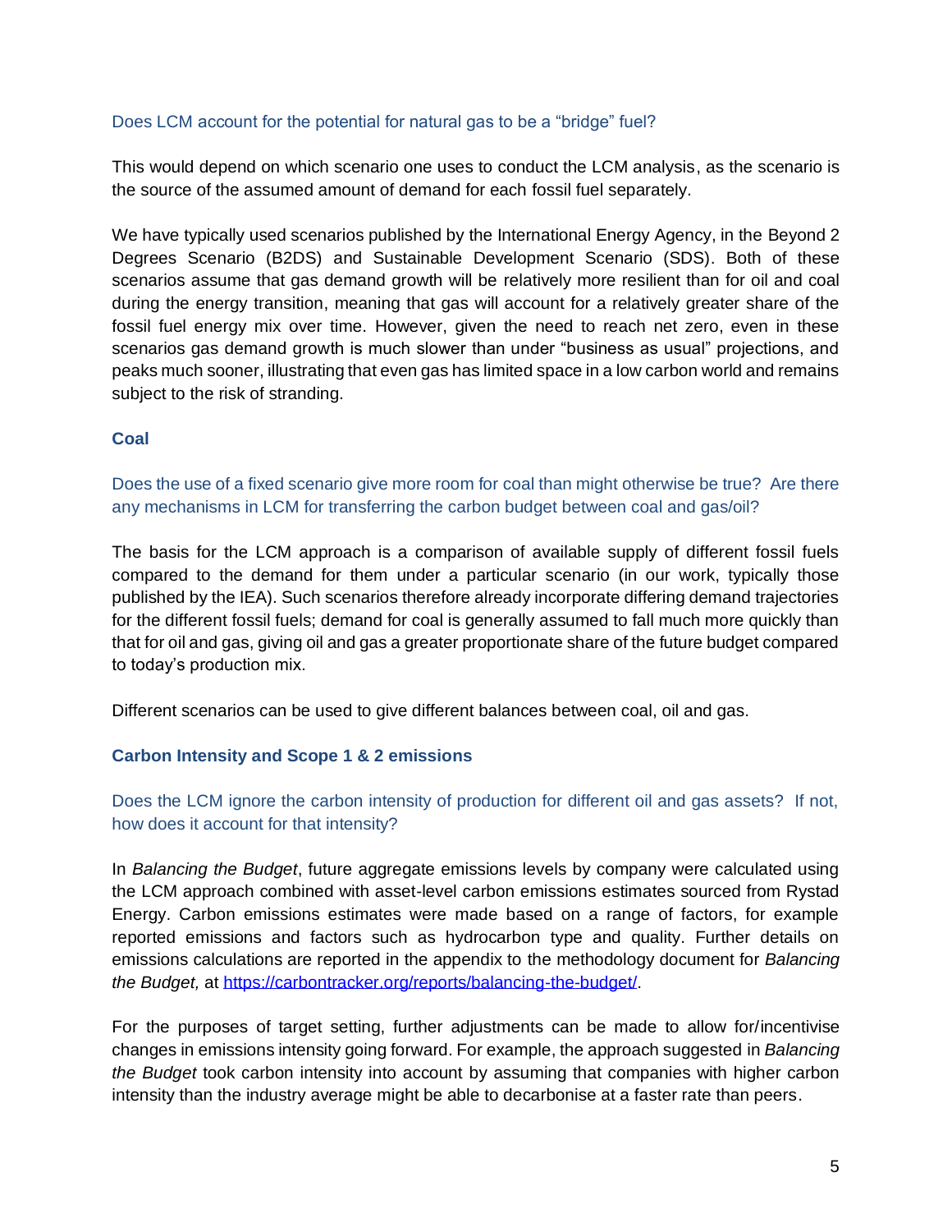### Does LCM account for the potential for natural gas to be a "bridge" fuel?

This would depend on which scenario one uses to conduct the LCM analysis, as the scenario is the source of the assumed amount of demand for each fossil fuel separately.

We have typically used scenarios published by the International Energy Agency, in the Beyond 2 Degrees Scenario (B2DS) and Sustainable Development Scenario (SDS). Both of these scenarios assume that gas demand growth will be relatively more resilient than for oil and coal during the energy transition, meaning that gas will account for a relatively greater share of the fossil fuel energy mix over time. However, given the need to reach net zero, even in these scenarios gas demand growth is much slower than under "business as usual" projections, and peaks much sooner, illustrating that even gas has limited space in a low carbon world and remains subject to the risk of stranding.

## Coal

### Does the use of a fixed scenario give more room for coal than might otherwise be true? Are there any mechanisms in LCM for transferring the carbon budget between coal and gas/oil?

The basis for the LCM approach is a comparison of available supply of different fossil fuels compared to the demand for them under a particular scenario (in our work, typically those published by the IEA). Such scenarios therefore already incorporate differing demand trajectories for the different fossil fuels; demand for coal is generally assumed to fall much more quickly than that for oil and gas, giving oil and gas a greater proportionate share of the future budget compared to today's production mix.

Different scenarios can be used to give different balances between coal, oil and gas.

## Carbon Intensity and Scope 1 & 2 emissions

### Does the LCM ignore the carbon intensity of production for different oil and gas assets? If not, how does it account for that intensity?

In *Balancing the Budget*, future aggregate emissions levels by company were calculated using the LCM approach combined with asset-level carbon emissions estimates sourced from Rystad Energy. Carbon emissions estimates were made based on a range of factors, for example reported emissions and factors such as hydrocarbon type and quality. Further details on emissions calculations are reported in the appendix to the methodology document for *Balancing the Budget,* at https://carbontracker.org/reports/balancing-the-budget/.

For the purposes of target setting, further adjustments can be made to allow for/incentivise changes in emissions intensity going forward. For example, the approach suggested in *Balancing the Budget* took carbon intensity into account by assuming that companies with higher carbon intensity than the industry average might be able to decarbonise at a faster rate than peers.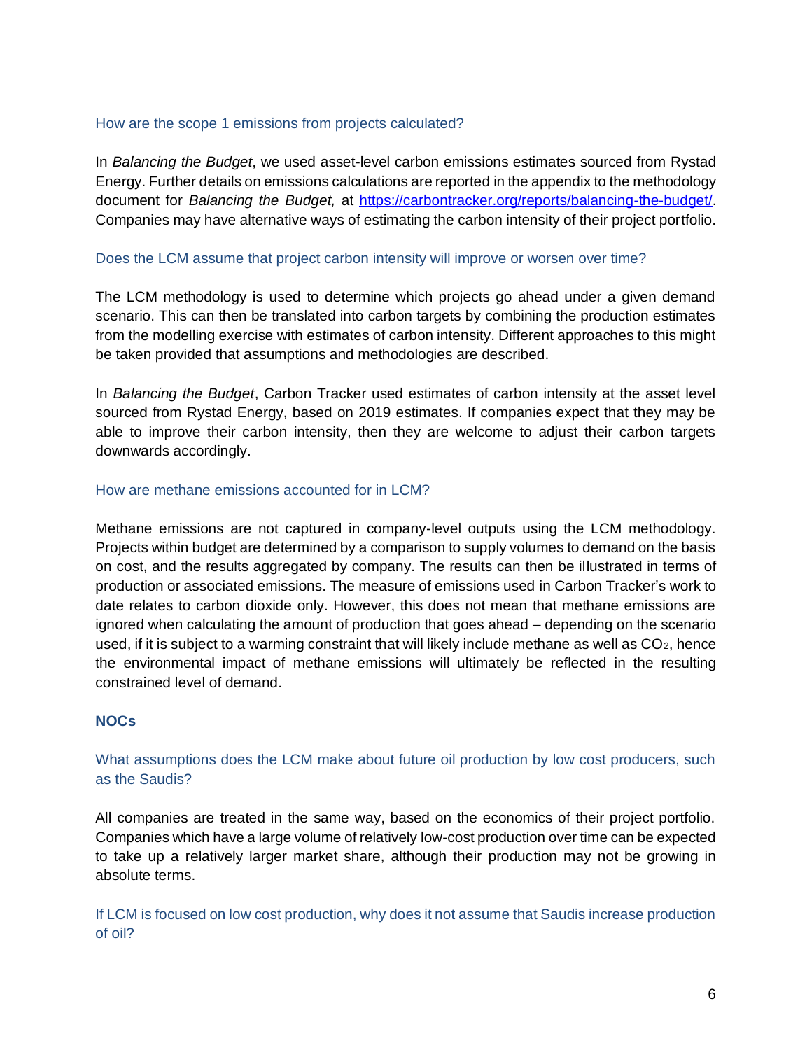### How are the scope 1 emissions from projects calculated?

In *Balancing the Budget*, we used asset-level carbon emissions estimates sourced from Rystad Energy. Further details on emissions calculations are reported in the appendix to the methodology document for *Balancing the Budget,* at https://carbontracker.org/reports/balancing-the-budget/. Companies may have alternative ways of estimating the carbon intensity of their project portfolio.

### Does the LCM assume that project carbon intensity will improve or worsen over time?

The LCM methodology is used to determine which projects go ahead under a given demand scenario. This can then be translated into carbon targets by combining the production estimates from the modelling exercise with estimates of carbon intensity. Different approaches to this might be taken provided that assumptions and methodologies are described.

In *Balancing the Budget*, Carbon Tracker used estimates of carbon intensity at the asset level sourced from Rystad Energy, based on 2019 estimates. If companies expect that they may be able to improve their carbon intensity, then they are welcome to adjust their carbon targets downwards accordingly.

### How are methane emissions accounted for in LCM?

Methane emissions are not captured in company-level outputs using the LCM methodology. Projects within budget are determined by a comparison to supply volumes to demand on the basis on cost, and the results aggregated by company. The results can then be illustrated in terms of production or associated emissions. The measure of emissions used in Carbon Tracker's work to date relates to carbon dioxide only. However, this does not mean that methane emissions are ignored when calculating the amount of production that goes ahead – depending on the scenario used, if it is subject to a warming constraint that will likely include methane as well as $CO_2$, hence the environmental impact of methane emissions will ultimately be reflected in the resulting constrained level of demand.

## NOCs

### What assumptions does the LCM make about future oil production by low cost producers, such as the Saudis?

All companies are treated in the same way, based on the economics of their project portfolio. Companies which have a large volume of relatively low-cost production over time can be expected to take up a relatively larger market share, although their production may not be growing in absolute terms.

### If LCM is focused on low cost production, why does it not assume that Saudis increase production of oil?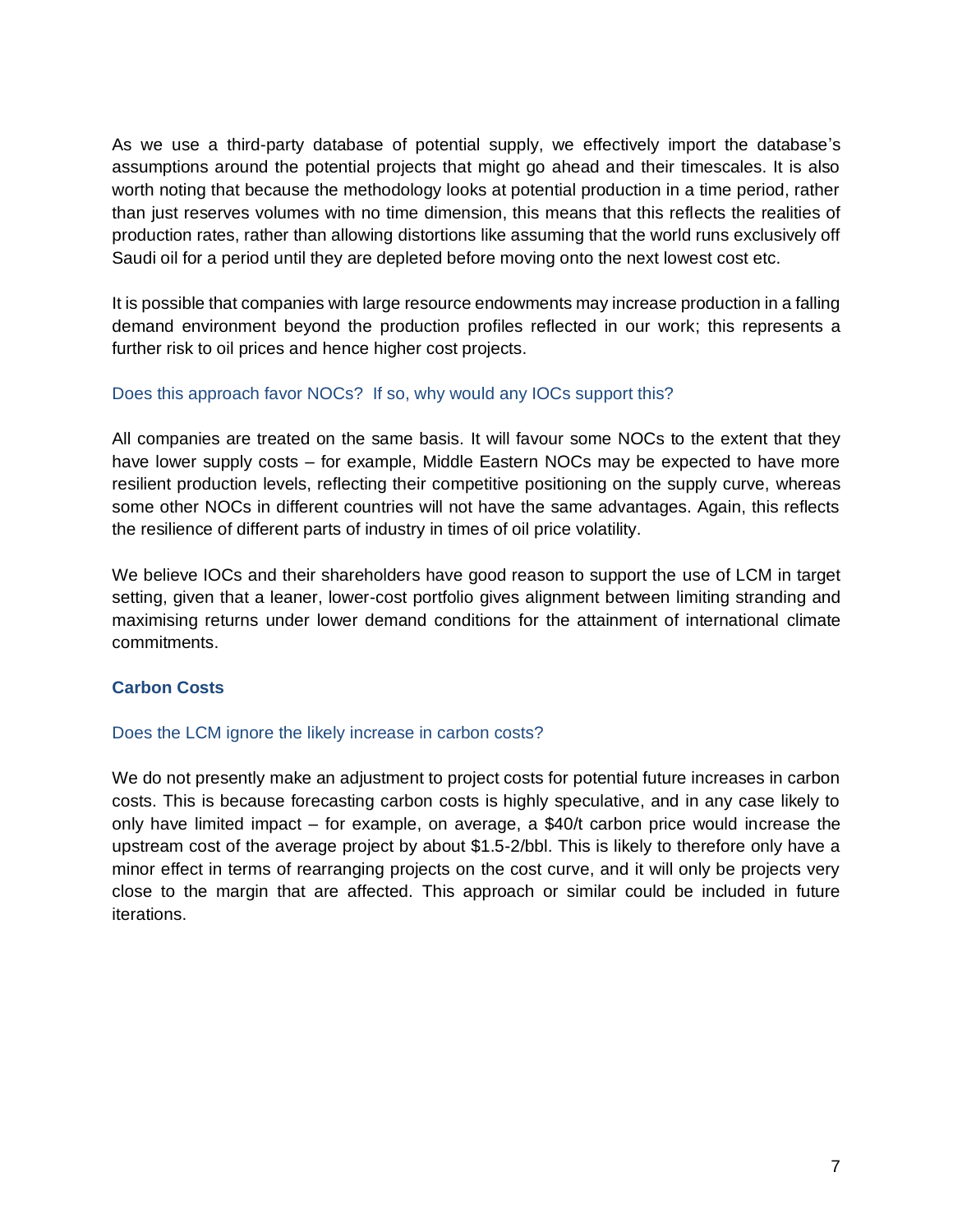As we use a third-party database of potential supply, we effectively import the database's assumptions around the potential projects that might go ahead and their timescales. It is also worth noting that because the methodology looks at potential production in a time period, rather than just reserves volumes with no time dimension, this means that this reflects the realities of production rates, rather than allowing distortions like assuming that the world runs exclusively off Saudi oil for a period until they are depleted before moving onto the next lowest cost etc.

It is possible that companies with large resource endowments may increase production in a falling demand environment beyond the production profiles reflected in our work; this represents a further risk to oil prices and hence higher cost projects.

### Does this approach favor NOCs? If so, why would any IOCs support this?

All companies are treated on the same basis. It will favour some NOCs to the extent that they have lower supply costs – for example, Middle Eastern NOCs may be expected to have more resilient production levels, reflecting their competitive positioning on the supply curve, whereas some other NOCs in different countries will not have the same advantages. Again, this reflects the resilience of different parts of industry in times of oil price volatility.

We believe IOCs and their shareholders have good reason to support the use of LCM in target setting, given that a leaner, lower-cost portfolio gives alignment between limiting stranding and maximising returns under lower demand conditions for the attainment of international climate commitments.

## Carbon Costs

### Does the LCM ignore the likely increase in carbon costs?

We do not presently make an adjustment to project costs for potential future increases in carbon costs. This is because forecasting carbon costs is highly speculative, and in any case likely to only have limited impact – for example, on average, a $40/t carbon price would increase the upstream cost of the average project by about $1.5-2/bbl. This is likely to therefore only have a minor effect in terms of rearranging projects on the cost curve, and it will only be projects very close to the margin that are affected. This approach or similar could be included in future iterations.